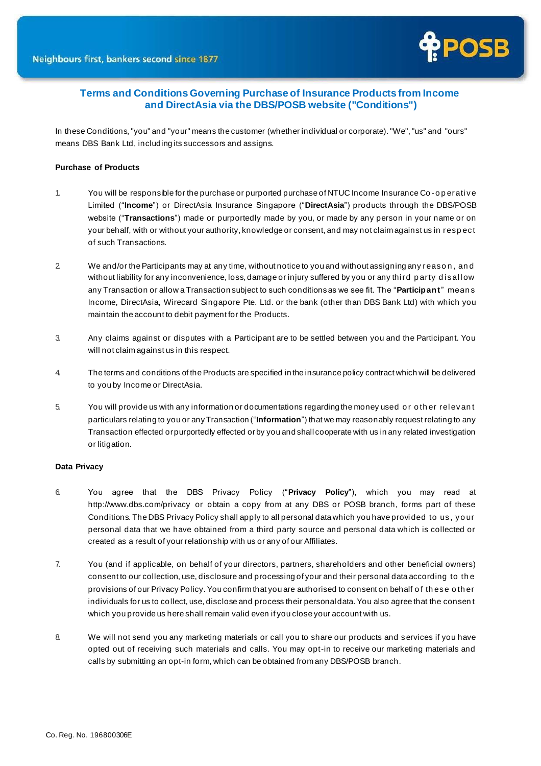# Terms and Conditions Governing Purchase of Insurance Products from Income and DirectAsia via the DBS/POSB website ("Conditions")

In these Conditions, "you" and "your" means the customer (whether individual or corporate). "We", "us" and "ours" means DBS Bank Ltd, including its successors and assigns.

**Purchase of Products**

1. You will be responsible for the purchase or purported purchase of NTUC Income Insurance Co-operative Limited ("**Income**") or DirectAsia Insurance Singapore ("**DirectAsia**") products through the DBS/POSB website ("**Transactions**") made or purportedly made by you, or made by any person in your name or on your behalf, with or without your authority, knowledge or consent, and may not claim against us in respect of such Transactions.

2. We and/or the Participants may at any time, without notice to you and without assigning any reason, and without liability for any inconvenience, loss, damage or injury suffered by you or any third party disallow any Transaction or allow a Transaction subject to such conditions as we see fit. The "**Participant**" means Income, DirectAsia, Wirecard Singapore Pte. Ltd. or the bank (other than DBS Bank Ltd) with which you maintain the account to debit payment for the Products.

3. Any claims against or disputes with a Participant are to be settled between you and the Participant. You will not claim against us in this respect.

4. The terms and conditions of the Products are specified in the insurance policy contract which will be delivered to you by Income or DirectAsia.

5. You will provide us with any information or documentations regarding the money used or other relevant particulars relating to you or any Transaction ("**Information**") that we may reasonably request relating to any Transaction effected or purportedly effected or by you and shall cooperate with us in any related investigation or litigation.

**Data Privacy**

6. You agree that the DBS Privacy Policy ("**Privacy Policy**"), which you may read at http://www.dbs.com/privacy or obtain a copy from at any DBS or POSB branch, forms part of these Conditions. The DBS Privacy Policy shall apply to all personal data which you have provided to us, your personal data that we have obtained from a third party source and personal data which is collected or created as a result of your relationship with us or any of our Affiliates.

7. You (and if applicable, on behalf of your directors, partners, shareholders and other beneficial owners) consent to our collection, use, disclosure and processing of your and their personal data according to the provisions of our Privacy Policy. You confirm that you are authorised to consent on behalf of these other individuals for us to collect, use, disclose and process their personal data. You also agree that the consent which you provide us here shall remain valid even if you close your account with us.

8. We will not send you any marketing materials or call you to share our products and services if you have opted out of receiving such materials and calls. You may opt-in to receive our marketing materials and calls by submitting an opt-in form, which can be obtained from any DBS/POSB branch.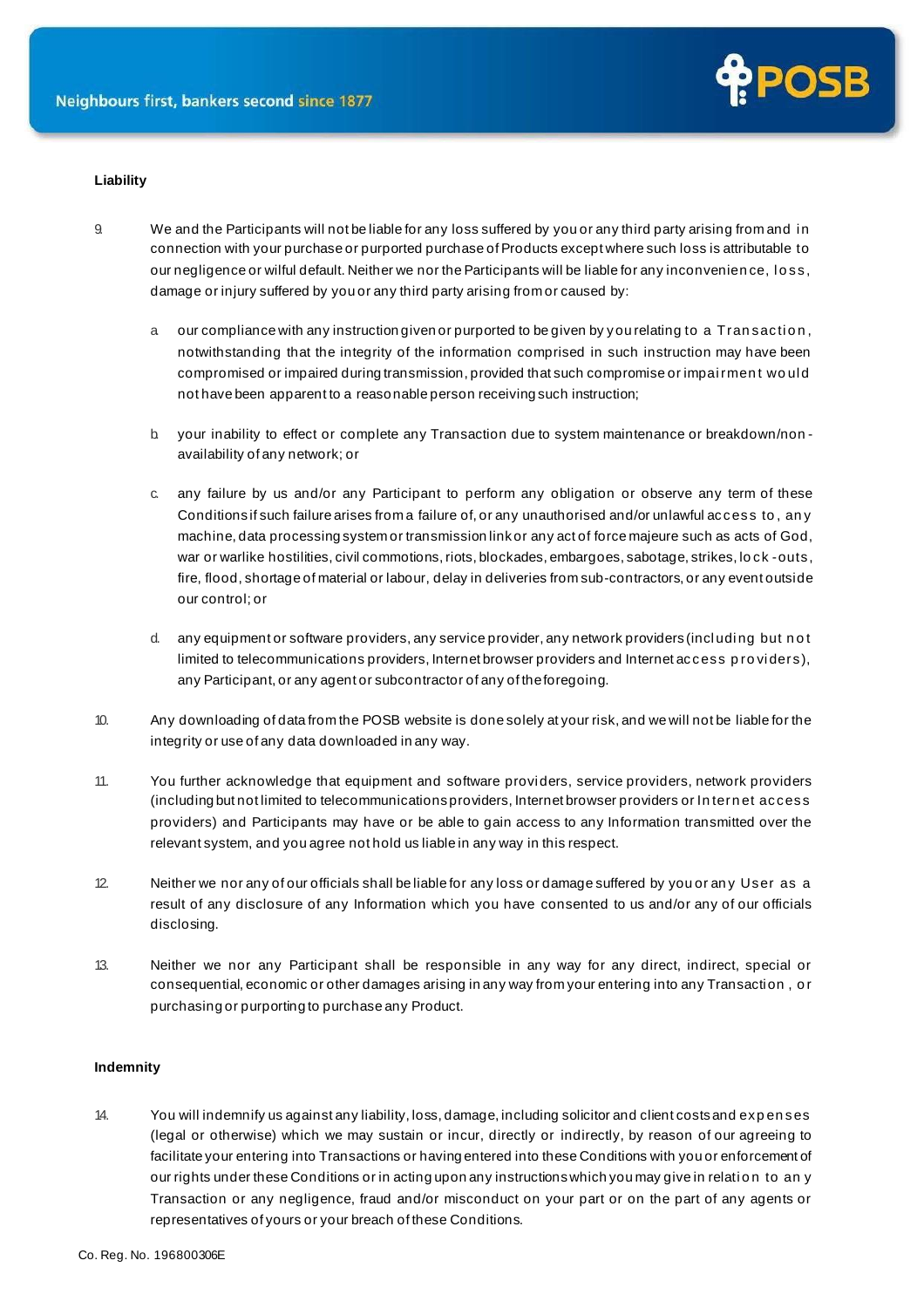**Liability**

9. We and the Participants will not be liable for any loss suffered by you or any third party arising from and in connection with your purchase or purported purchase of Products except where such loss is attributable to our negligence or wilful default. Neither we nor the Participants will be liable for any inconvenience, loss, damage or injury suffered by you or any third party arising from or caused by:

   a. our compliance with any instruction given or purported to be given by you relating to a Transaction, notwithstanding that the integrity of the information comprised in such instruction may have been compromised or impaired during transmission, provided that such compromise or impairment would not have been apparent to a reasonable person receiving such instruction;

   b. your inability to effect or complete any Transaction due to system maintenance or breakdown/non-availability of any network; or

   c. any failure by us and/or any Participant to perform any obligation or observe any term of these Conditions if such failure arises from a failure of, or any unauthorised and/or unlawful access to, any machine, data processing system or transmission link or any act of force majeure such as acts of God, war or warlike hostilities, civil commotions, riots, blockades, embargoes, sabotage, strikes, lock-outs, fire, flood, shortage of material or labour, delay in deliveries from sub-contractors, or any event outside our control; or

   d. any equipment or software providers, any service provider, any network providers (including but not limited to telecommunications providers, Internet browser providers and Internet access providers), any Participant, or any agent or subcontractor of any of the foregoing.

10. Any downloading of data from the POSB website is done solely at your risk, and we will not be liable for the integrity or use of any data downloaded in any way.

11. You further acknowledge that equipment and software providers, service providers, network providers (including but not limited to telecommunications providers, Internet browser providers or Internet access providers) and Participants may have or be able to gain access to any Information transmitted over the relevant system, and you agree not hold us liable in any way in this respect.

12. Neither we nor any of our officials shall be liable for any loss or damage suffered by you or any User as a result of any disclosure of any Information which you have consented to us and/or any of our officials disclosing.

13. Neither we nor any Participant shall be responsible in any way for any direct, indirect, special or consequential, economic or other damages arising in any way from your entering into any Transaction , or purchasing or purporting to purchase any Product.

**Indemnity**

14. You will indemnify us against any liability, loss, damage, including solicitor and client costs and expenses (legal or otherwise) which we may sustain or incur, directly or indirectly, by reason of our agreeing to facilitate your entering into Transactions or having entered into these Conditions with you or enforcement of our rights under these Conditions or in acting upon any instructions which you may give in relation to any Transaction or any negligence, fraud and/or misconduct on your part or on the part of any agents or representatives of yours or your breach of these Conditions.

Co. Reg. No. 196800306E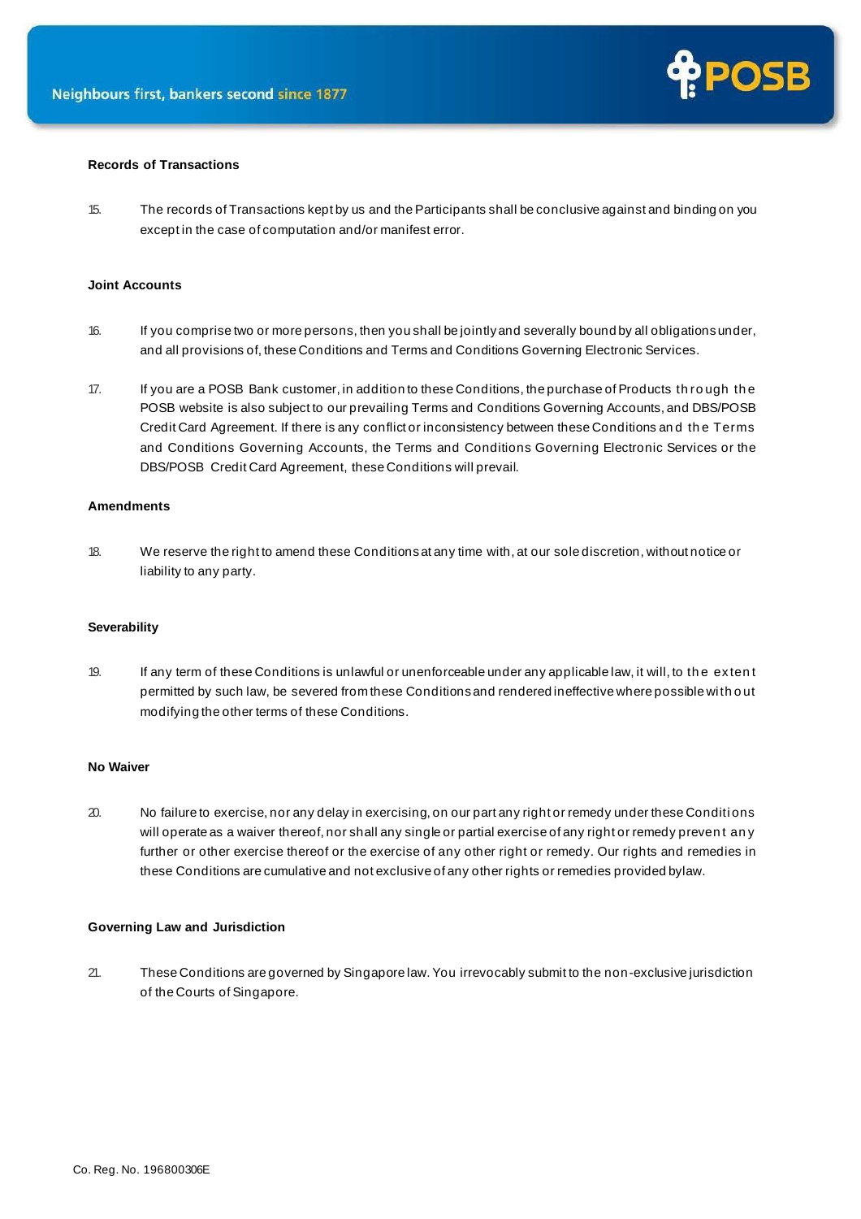**Records of Transactions**

15. The records of Transactions kept by us and the Participants shall be conclusive against and binding on you except in the case of computation and/or manifest error.

**Joint Accounts**

16. If you comprise two or more persons, then you shall be jointly and severally bound by all obligations under, and all provisions of, these Conditions and Terms and Conditions Governing Electronic Services.

17. If you are a POSB Bank customer, in addition to these Conditions, the purchase of Products through the POSB website is also subject to our prevailing Terms and Conditions Governing Accounts, and DBS/POSB Credit Card Agreement. If there is any conflict or inconsistency between these Conditions and the Terms and Conditions Governing Accounts, the Terms and Conditions Governing Electronic Services or the DBS/POSB Credit Card Agreement, these Conditions will prevail.

**Amendments**

18. We reserve the right to amend these Conditions at any time with, at our sole discretion, without notice or liability to any party.

**Severability**

19. If any term of these Conditions is unlawful or unenforceable under any applicable law, it will, to the extent permitted by such law, be severed from these Conditions and rendered ineffective where possible without modifying the other terms of these Conditions.

**No Waiver**

20. No failure to exercise, nor any delay in exercising, on our part any right or remedy under these Conditions will operate as a waiver thereof, nor shall any single or partial exercise of any right or remedy prevent any further or other exercise thereof or the exercise of any other right or remedy. Our rights and remedies in these Conditions are cumulative and not exclusive of any other rights or remedies provided by law.

**Governing Law and Jurisdiction**

21. These Conditions are governed by Singapore law. You irrevocably submit to the non-exclusive jurisdiction of the Courts of Singapore.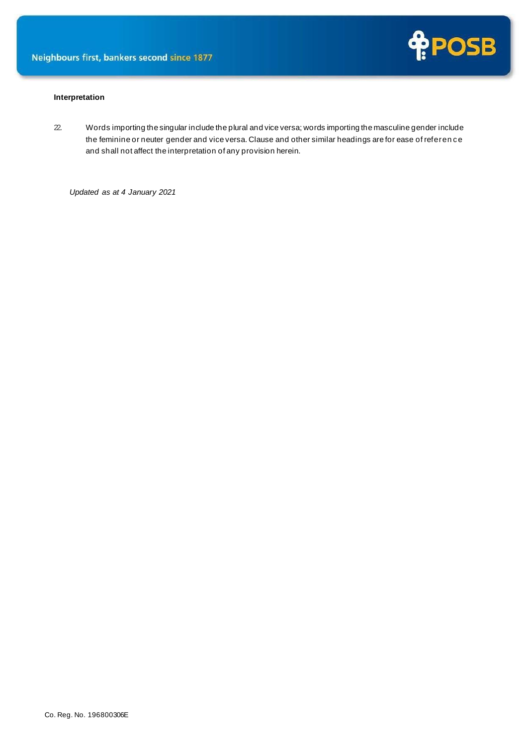**Interpretation**

22. Words importing the singular include the plural and vice versa; words importing the masculine gender include the feminine or neuter gender and vice versa. Clause and other similar headings are for ease of reference and shall not affect the interpretation of any provision herein.

*Updated as at 4 January 2021*

Co. Reg. No. 196800306E